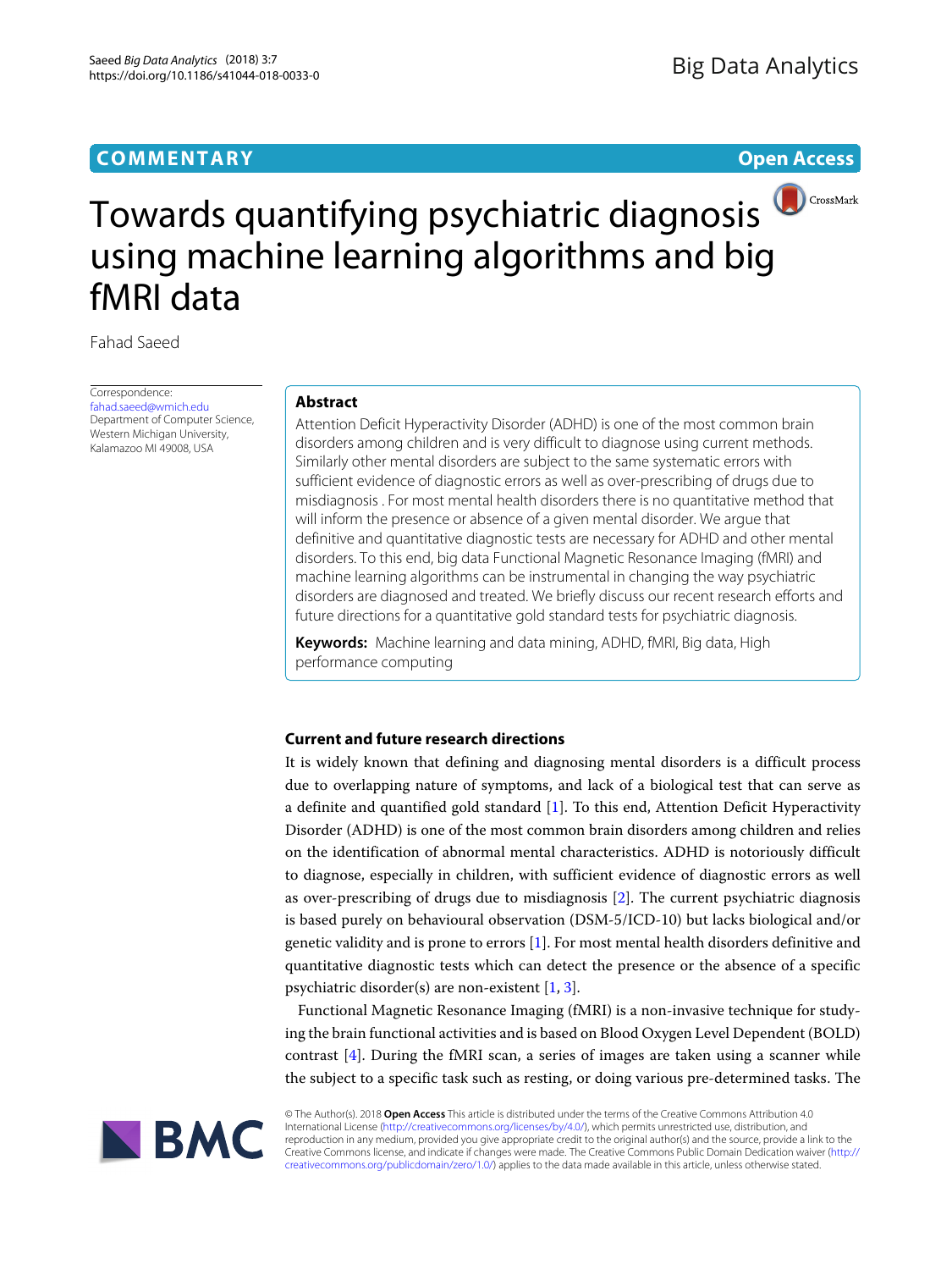COMMENTARY

Open Access

# Towards quantifying psychiatric diagnosis using machine learning algorithms and big fMRI data

Fahad Saeed

Correspondence:
fahad.saeed@wmich.edu
Department of Computer Science, Western Michigan University, Kalamazoo MI 49008, USA

## Abstract

Attention Deficit Hyperactivity Disorder (ADHD) is one of the most common brain disorders among children and is very difficult to diagnose using current methods. Similarly other mental disorders are subject to the same systematic errors with sufficient evidence of diagnostic errors as well as over-prescribing of drugs due to misdiagnosis . For most mental health disorders there is no quantitative method that will inform the presence or absence of a given mental disorder. We argue that definitive and quantitative diagnostic tests are necessary for ADHD and other mental disorders. To this end, big data Functional Magnetic Resonance Imaging (fMRI) and machine learning algorithms can be instrumental in changing the way psychiatric disorders are diagnosed and treated. We briefly discuss our recent research efforts and future directions for a quantitative gold standard tests for psychiatric diagnosis.

**Keywords:** Machine learning and data mining, ADHD, fMRI, Big data, High performance computing

## Current and future research directions

It is widely known that defining and diagnosing mental disorders is a difficult process due to overlapping nature of symptoms, and lack of a biological test that can serve as a definite and quantified gold standard [1]. To this end, Attention Deficit Hyperactivity Disorder (ADHD) is one of the most common brain disorders among children and relies on the identification of abnormal mental characteristics. ADHD is notoriously difficult to diagnose, especially in children, with sufficient evidence of diagnostic errors as well as over-prescribing of drugs due to misdiagnosis [2]. The current psychiatric diagnosis is based purely on behavioural observation (DSM-5/ICD-10) but lacks biological and/or genetic validity and is prone to errors [1]. For most mental health disorders definitive and quantitative diagnostic tests which can detect the presence or the absence of a specific psychiatric disorder(s) are non-existent [1, 3].

Functional Magnetic Resonance Imaging (fMRI) is a non-invasive technique for studying the brain functional activities and is based on Blood Oxygen Level Dependent (BOLD) contrast [4]. During the fMRI scan, a series of images are taken using a scanner while the subject to a specific task such as resting, or doing various pre-determined tasks. The

© The Author(s). 2018 **Open Access** This article is distributed under the terms of the Creative Commons Attribution 4.0 International License (http://creativecommons.org/licenses/by/4.0/), which permits unrestricted use, distribution, and reproduction in any medium, provided you give appropriate credit to the original author(s) and the source, provide a link to the Creative Commons license, and indicate if changes were made. The Creative Commons Public Domain Dedication waiver (http://creativecommons.org/publicdomain/zero/1.0/) applies to the data made available in this article, unless otherwise stated.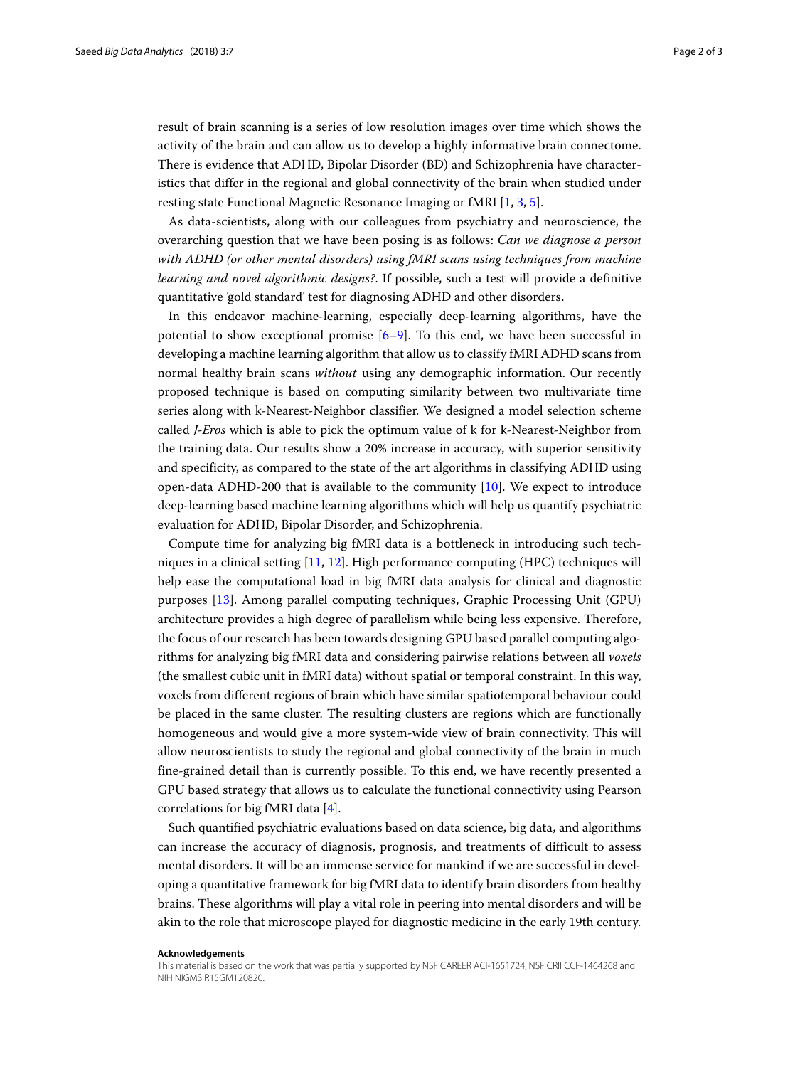result of brain scanning is a series of low resolution images over time which shows the activity of the brain and can allow us to develop a highly informative brain connectome. There is evidence that ADHD, Bipolar Disorder (BD) and Schizophrenia have characteristics that differ in the regional and global connectivity of the brain when studied under resting state Functional Magnetic Resonance Imaging or fMRI [1, 3, 5].

As data-scientists, along with our colleagues from psychiatry and neuroscience, the overarching question that we have been posing is as follows: *Can we diagnose a person with ADHD (or other mental disorders) using fMRI scans using techniques from machine learning and novel algorithmic designs?*. If possible, such a test will provide a definitive quantitative 'gold standard' test for diagnosing ADHD and other disorders.

In this endeavor machine-learning, especially deep-learning algorithms, have the potential to show exceptional promise [6–9]. To this end, we have been successful in developing a machine learning algorithm that allow us to classify fMRI ADHD scans from normal healthy brain scans *without* using any demographic information. Our recently proposed technique is based on computing similarity between two multivariate time series along with k-Nearest-Neighbor classifier. We designed a model selection scheme called *J-Eros* which is able to pick the optimum value of k for k-Nearest-Neighbor from the training data. Our results show a 20% increase in accuracy, with superior sensitivity and specificity, as compared to the state of the art algorithms in classifying ADHD using open-data ADHD-200 that is available to the community [10]. We expect to introduce deep-learning based machine learning algorithms which will help us quantify psychiatric evaluation for ADHD, Bipolar Disorder, and Schizophrenia.

Compute time for analyzing big fMRI data is a bottleneck in introducing such techniques in a clinical setting [11, 12]. High performance computing (HPC) techniques will help ease the computational load in big fMRI data analysis for clinical and diagnostic purposes [13]. Among parallel computing techniques, Graphic Processing Unit (GPU) architecture provides a high degree of parallelism while being less expensive. Therefore, the focus of our research has been towards designing GPU based parallel computing algorithms for analyzing big fMRI data and considering pairwise relations between all *voxels* (the smallest cubic unit in fMRI data) without spatial or temporal constraint. In this way, voxels from different regions of brain which have similar spatiotemporal behaviour could be placed in the same cluster. The resulting clusters are regions which are functionally homogeneous and would give a more system-wide view of brain connectivity. This will allow neuroscientists to study the regional and global connectivity of the brain in much fine-grained detail than is currently possible. To this end, we have recently presented a GPU based strategy that allows us to calculate the functional connectivity using Pearson correlations for big fMRI data [4].

Such quantified psychiatric evaluations based on data science, big data, and algorithms can increase the accuracy of diagnosis, prognosis, and treatments of difficult to assess mental disorders. It will be an immense service for mankind if we are successful in developing a quantitative framework for big fMRI data to identify brain disorders from healthy brains. These algorithms will play a vital role in peering into mental disorders and will be akin to the role that microscope played for diagnostic medicine in the early 19th century.

**Acknowledgements**

This material is based on the work that was partially supported by NSF CAREER ACI-1651724, NSF CRII CCF-1464268 and NIH NIGMS R15GM120820.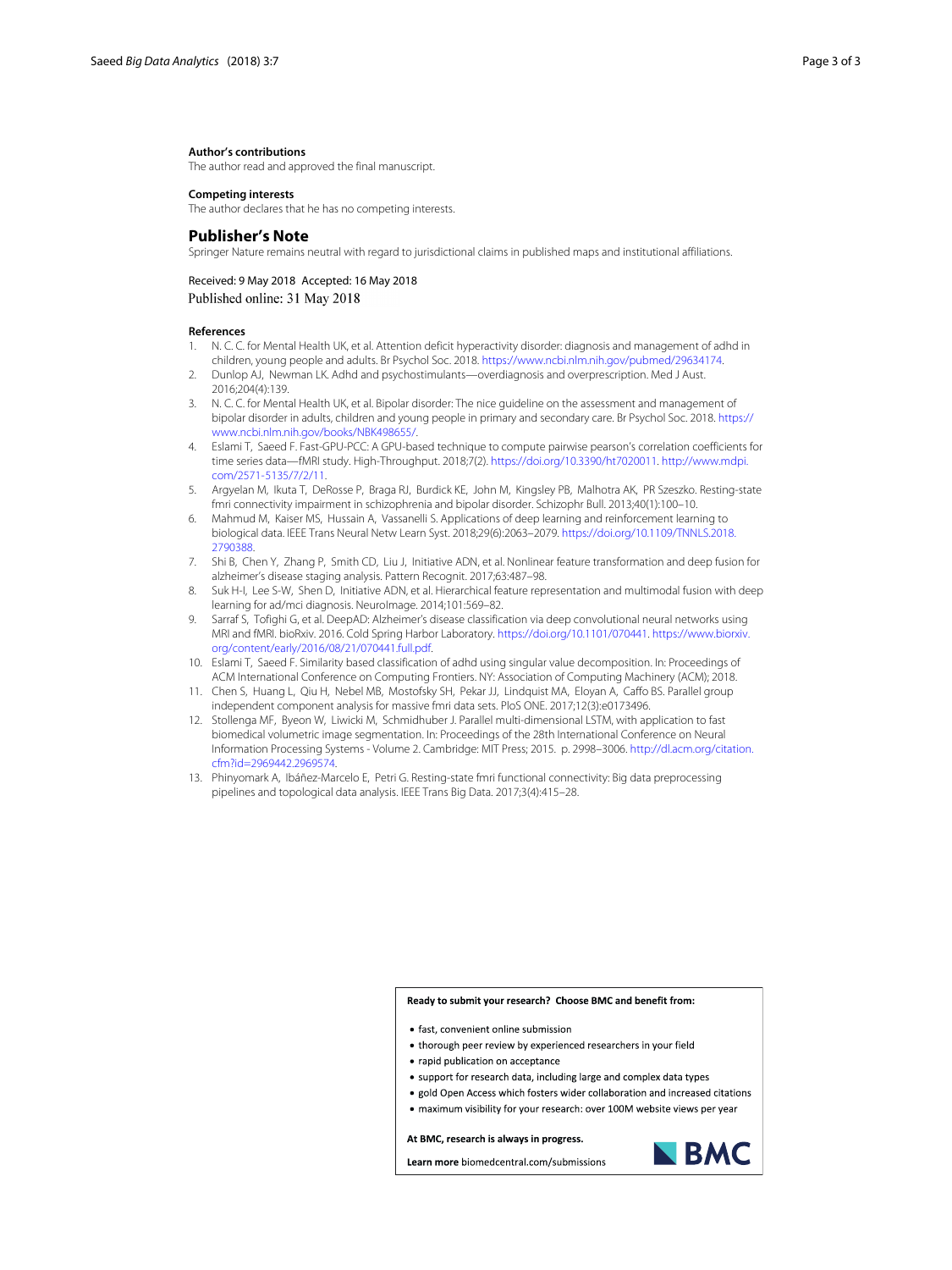**Author's contributions**

The author read and approved the final manuscript.

**Competing interests**

The author declares that he has no competing interests.

## Publisher's Note

Springer Nature remains neutral with regard to jurisdictional claims in published maps and institutional affiliations.

Received: 9 May 2018 Accepted: 16 May 2018

Published online: 31 May 2018

**References**

1. N. C. C. for Mental Health UK, et al. Attention deficit hyperactivity disorder: diagnosis and management of adhd in children, young people and adults. Br Psychol Soc. 2018. https://www.ncbi.nlm.nih.gov/pubmed/29634174.
2. Dunlop AJ, Newman LK. Adhd and psychostimulants—overdiagnosis and overprescription. Med J Aust. 2016;204(4):139.
3. N. C. C. for Mental Health UK, et al. Bipolar disorder: The nice guideline on the assessment and management of bipolar disorder in adults, children and young people in primary and secondary care. Br Psychol Soc. 2018. https://www.ncbi.nlm.nih.gov/books/NBK498655/.
4. Eslami T, Saeed F. Fast-GPU-PCC: A GPU-based technique to compute pairwise pearson's correlation coefficients for time series data—fMRI study. High-Throughput. 2018;7(2). https://doi.org/10.3390/ht7020011. http://www.mdpi.com/2571-5135/7/2/11.
5. Argyelan M, Ikuta T, DeRosse P, Braga RJ, Burdick KE, John M, Kingsley PB, Malhotra AK, PR Szeszko. Resting-state fmri connectivity impairment in schizophrenia and bipolar disorder. Schizophr Bull. 2013;40(1):100–10.
6. Mahmud M, Kaiser MS, Hussain A, Vassanelli S. Applications of deep learning and reinforcement learning to biological data. IEEE Trans Neural Netw Learn Syst. 2018;29(6):2063–2079. https://doi.org/10.1109/TNNLS.2018.2790388.
7. Shi B, Chen Y, Zhang P, Smith CD, Liu J, Initiative ADN, et al. Nonlinear feature transformation and deep fusion for alzheimer's disease staging analysis. Pattern Recognit. 2017;63:487–98.
8. Suk H-I, Lee S-W, Shen D, Initiative ADN, et al. Hierarchical feature representation and multimodal fusion with deep learning for ad/mci diagnosis. NeuroImage. 2014;101:569–82.
9. Sarraf S, Tofighi G, et al. DeepAD: Alzheimer's disease classification via deep convolutional neural networks using MRI and fMRI. bioRxiv. 2016. Cold Spring Harbor Laboratory. https://doi.org/10.1101/070441. https://www.biorxiv.org/content/early/2016/08/21/070441.full.pdf.
10. Eslami T, Saeed F. Similarity based classification of adhd using singular value decomposition. In: Proceedings of ACM International Conference on Computing Frontiers. NY: Association of Computing Machinery (ACM); 2018.
11. Chen S, Huang L, Qiu H, Nebel MB, Mostofsky SH, Pekar JJ, Lindquist MA, Eloyan A, Caffo BS. Parallel group independent component analysis for massive fmri data sets. PloS ONE. 2017;12(3):e0173496.
12. Stollenga MF, Byeon W, Liwicki M, Schmidhuber J. Parallel multi-dimensional LSTM, with application to fast biomedical volumetric image segmentation. In: Proceedings of the 28th International Conference on Neural Information Processing Systems - Volume 2. Cambridge: MIT Press; 2015. p. 2998–3006. http://dl.acm.org/citation.cfm?id=2969442.2969574.
13. Phinyomark A, Ibáñez-Marcelo E, Petri G. Resting-state fmri functional connectivity: Big data preprocessing pipelines and topological data analysis. IEEE Trans Big Data. 2017;3(4):415–28.

**Ready to submit your research? Choose BMC and benefit from:**

- fast, convenient online submission
- thorough peer review by experienced researchers in your field
- rapid publication on acceptance
- support for research data, including large and complex data types
- gold Open Access which fosters wider collaboration and increased citations
- maximum visibility for your research: over 100M website views per year

**At BMC, research is always in progress.**

**Learn more** biomedcentral.com/submissions

BMC